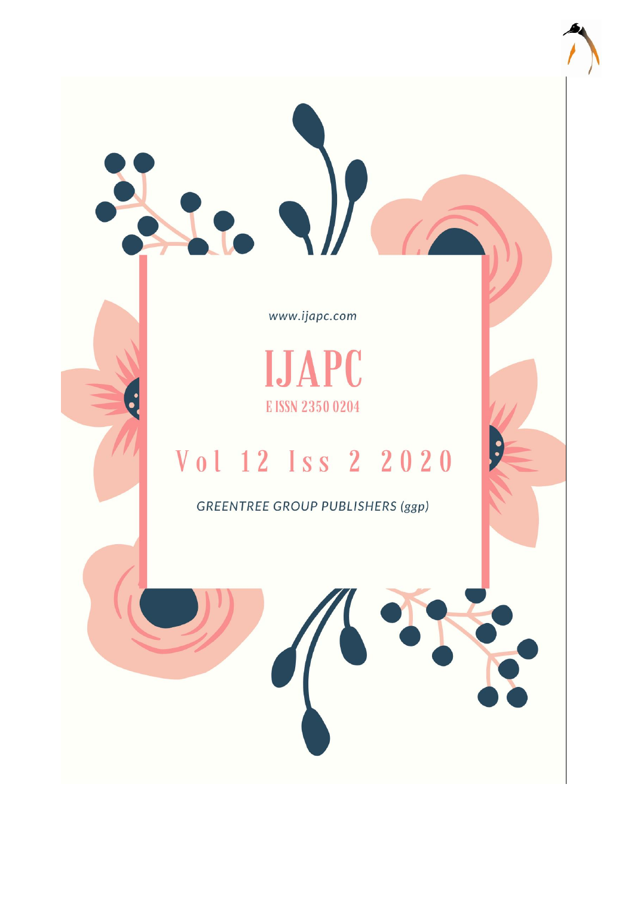www.ijapc.com

# IJAPC

E ISSN 2350 0204

## Vol 12 Iss 2 2020

*GREENTREE GROUP PUBLISHERS (ggp)*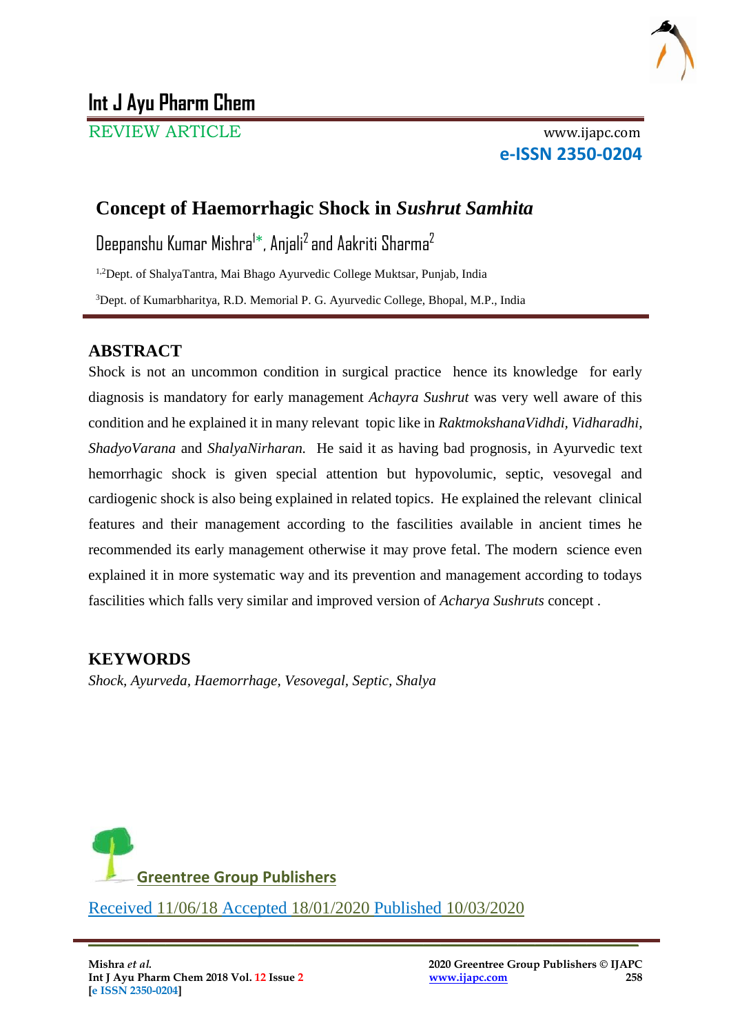# Int J Ayu Pharm Chem

REVIEW ARTICLE

www.ijapc.com

**e-ISSN 2350-0204**

## Concept of Haemorrhagic Shock in *Sushrut Samhita*

Deepanshu Kumar Mishra[1]*, Anjali[2] and Aakriti Sharma[2]

[1,2]Dept. of ShalyaTantra, Mai Bhago Ayurvedic College Muktsar, Punjab, India

[3]Dept. of Kumarbharitya, R.D. Memorial P. G. Ayurvedic College, Bhopal, M.P., India

## ABSTRACT

Shock is not an uncommon condition in surgical practice hence its knowledge for early diagnosis is mandatory for early management *Achayra Sushrut* was very well aware of this condition and he explained it in many relevant topic like in *RaktmokshanaVidhdi, Vidharadhi, ShadyoVarana* and *ShalyaNirharan.* He said it as having bad prognosis, in Ayurvedic text hemorrhagic shock is given special attention but hypovolumic, septic, vesovegal and cardiogenic shock is also being explained in related topics. He explained the relevant clinical features and their management according to the fascilities available in ancient times he recommended its early management otherwise it may prove fetal. The modern science even explained it in more systematic way and its prevention and management according to todays fascilities which falls very similar and improved version of *Acharya Sushruts* concept .

## KEYWORDS

*Shock, Ayurveda, Haemorrhage, Vesovegal, Septic, Shalya*

Greentree Group Publishers

Received 11/06/18 Accepted 18/01/2020 Published 10/03/2020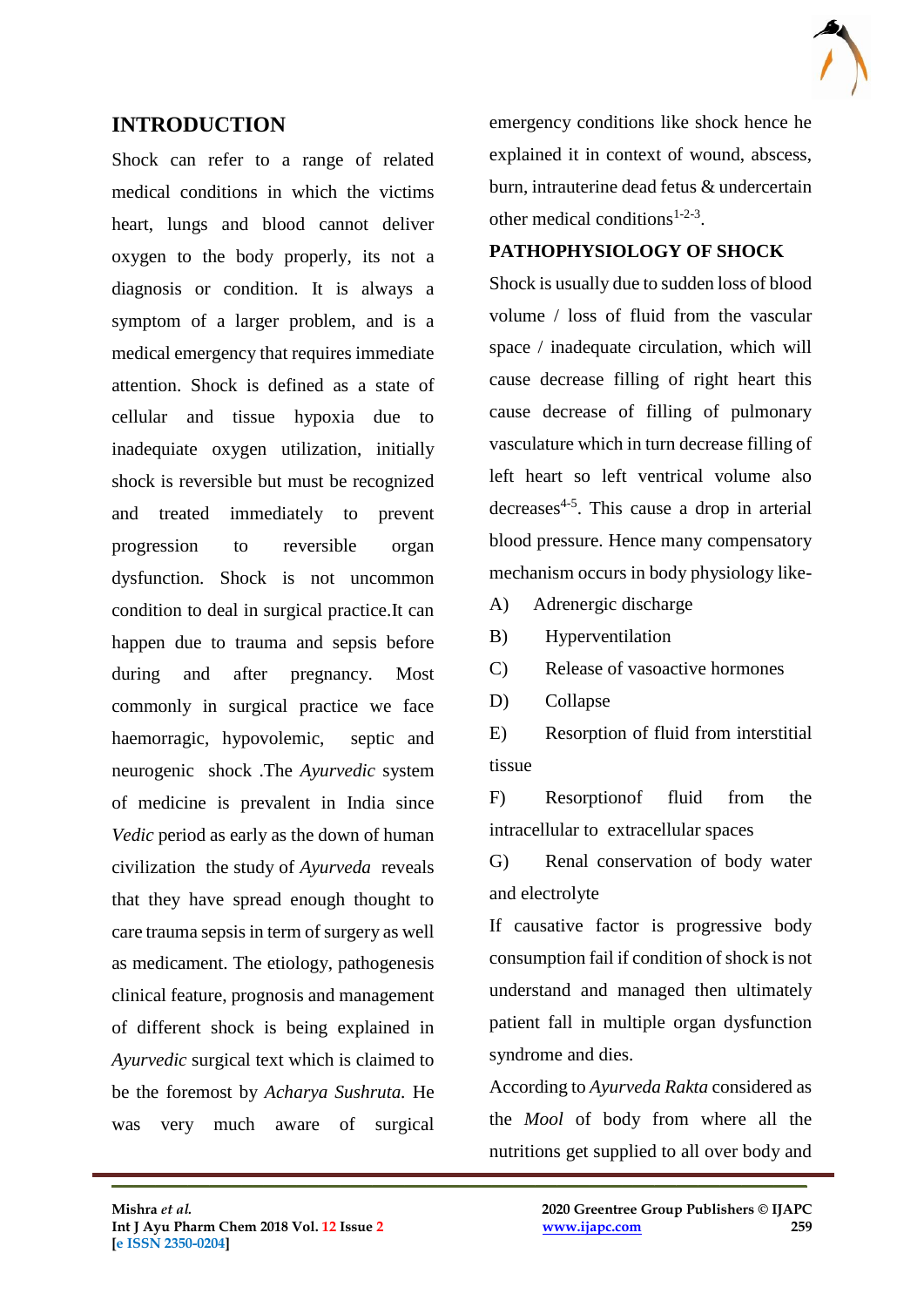## INTRODUCTION

Shock can refer to a range of related medical conditions in which the victims heart, lungs and blood cannot deliver oxygen to the body properly, its not a diagnosis or condition. It is always a symptom of a larger problem, and is a medical emergency that requires immediate attention. Shock is defined as a state of cellular and tissue hypoxia due to inadequate oxygen utilization, initially shock is reversible but must be recognized and treated immediately to prevent progression to reversible organ dysfunction. Shock is not uncommon condition to deal in surgical practice.It can happen due to trauma and sepsis before during and after pregnancy. Most commonly in surgical practice we face haemorragic, hypovolemic, septic and neurogenic shock .The *Ayurvedic* system of medicine is prevalent in India since *Vedic* period as early as the down of human civilization the study of *Ayurveda* reveals that they have spread enough thought to care trauma sepsis in term of surgery as well as medicament. The etiology, pathogenesis clinical feature, prognosis and management of different shock is being explained in *Ayurvedic* surgical text which is claimed to be the foremost by *Acharya Sushruta.* He was very much aware of surgical emergency conditions like shock hence he explained it in context of wound, abscess, burn, intrauterine dead fetus & undercertain other medical conditions[1-2-3].

## PATHOPHYSIOLOGY OF SHOCK

Shock is usually due to sudden loss of blood volume / loss of fluid from the vascular space / inadequate circulation, which will cause decrease filling of right heart this cause decrease of filling of pulmonary vasculature which in turn decrease filling of left heart so left ventrical volume also decreases[4-5]. This cause a drop in arterial blood pressure. Hence many compensatory mechanism occurs in body physiology like-

A) Adrenergic discharge

B) Hyperventilation

C) Release of vasoactive hormones

D) Collapse

E) Resorption of fluid from interstitial tissue

F) Resorptionof fluid from the intracellular to extracellular spaces

G) Renal conservation of body water and electrolyte

If causative factor is progressive body consumption fail if condition of shock is not understand and managed then ultimately patient fall in multiple organ dysfunction syndrome and dies.

According to *Ayurveda Rakta* considered as the *Mool* of body from where all the nutritions get supplied to all over body and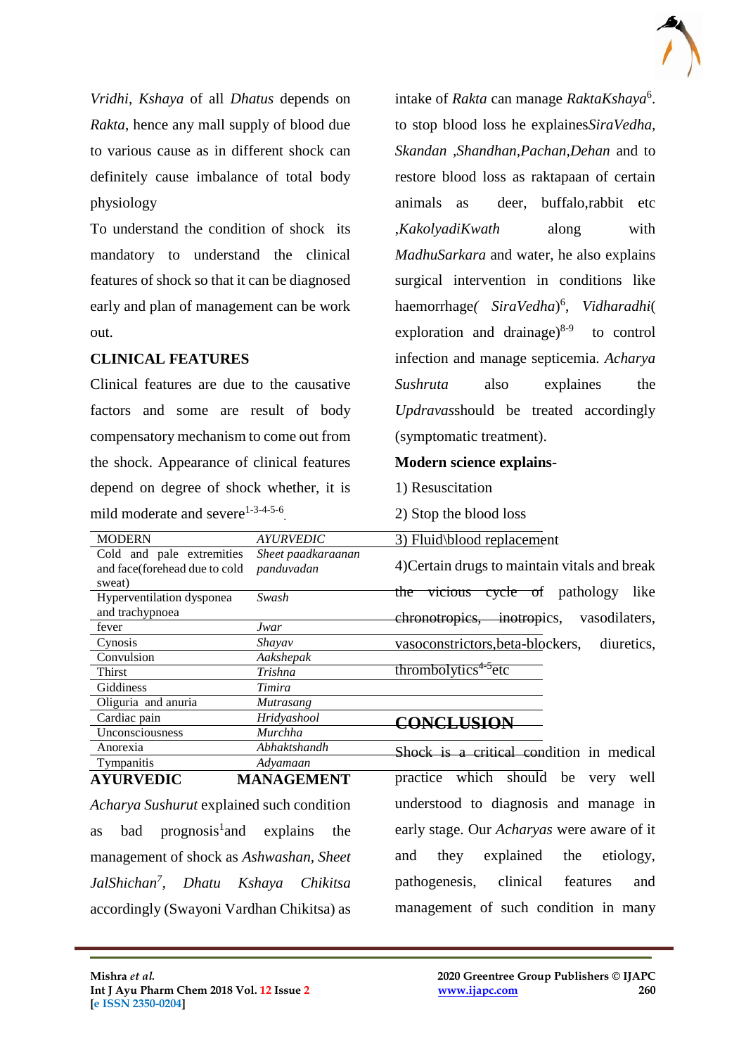*Vridhi*, *Kshaya* of all *Dhatus* depends on *Rakta*, hence any mall supply of blood due to various cause as in different shock can definitely cause imbalance of total body physiology

To understand the condition of shock its mandatory to understand the clinical features of shock so that it can be diagnosed early and plan of management can be work out.

## CLINICAL FEATURES

Clinical features are due to the causative factors and some are result of body compensatory mechanism to come out from the shock. Appearance of clinical features depend on degree of shock whether, it is mild moderate and severe[1-3-4-5-6].

| MODERN | *AYURVEDIC* |
|---|---|
| Cold and pale extremities and face(forehead due to cold sweat) | *Sheet paadkaraanan panduvadan* |
| Hyperventilation dysponea and trachypnoea | *Swash* |
| fever | *Jwar* |
| Cynosis | *Shayav* |
| Convulsion | *Aakshepak* |
| Thirst | *Trishna* |
| Giddiness | *Timira* |
| Oliguria and anuria | *Mutrasang* |
| Cardiac pain | *Hridyashool* |
| Unconsciousness | *Murchha* |
| Anorexia | *Abhaktshandh* |
| Tympanitis | *Adyamaan* |

## AYURVEDIC MANAGEMENT

*Acharya Sushurut* explained such condition as bad prognosis[1] and explains the management of shock as *Ashwashan*, *Sheet JalShichan*[7], *Dhatu Kshaya Chikitsa* accordingly (Swayoni Vardhan Chikitsa) as intake of *Rakta* can manage *RaktaKshaya*[6]. to stop blood loss he explains*SiraVedha*, *Skandan* ,*Shandhan*,*Pachan*,*Dehan* and to restore blood loss as raktapaan of certain animals as deer, buffalo,rabbit etc ,*KakolyadiKwath* along with *MadhuSarkara* and water, he also explains surgical intervention in conditions like haemorrhage( *SiraVedha*)[6], *Vidharadhi*( exploration and drainage)[8-9] to control infection and manage septicemia. *Acharya Sushruta* also explains the *Updravas*should be treated accordingly (symptomatic treatment).

**Modern science explains-**

1) Resuscitation

2) Stop the blood loss

3) Fluid\blood replacement

4)Certain drugs to maintain vitals and break the vicious cycle of pathology like chronotropics, inotropics, vasodilaters, vasoconstrictors,beta-blockers, diuretics, thrombolytics[4-5]etc

## CONCLUSION

Shock is a critical condition in medical practice which should be very well understood to diagnosis and manage in early stage. Our *Acharyas* were aware of it and they explained the etiology, pathogenesis, clinical features and management of such condition in many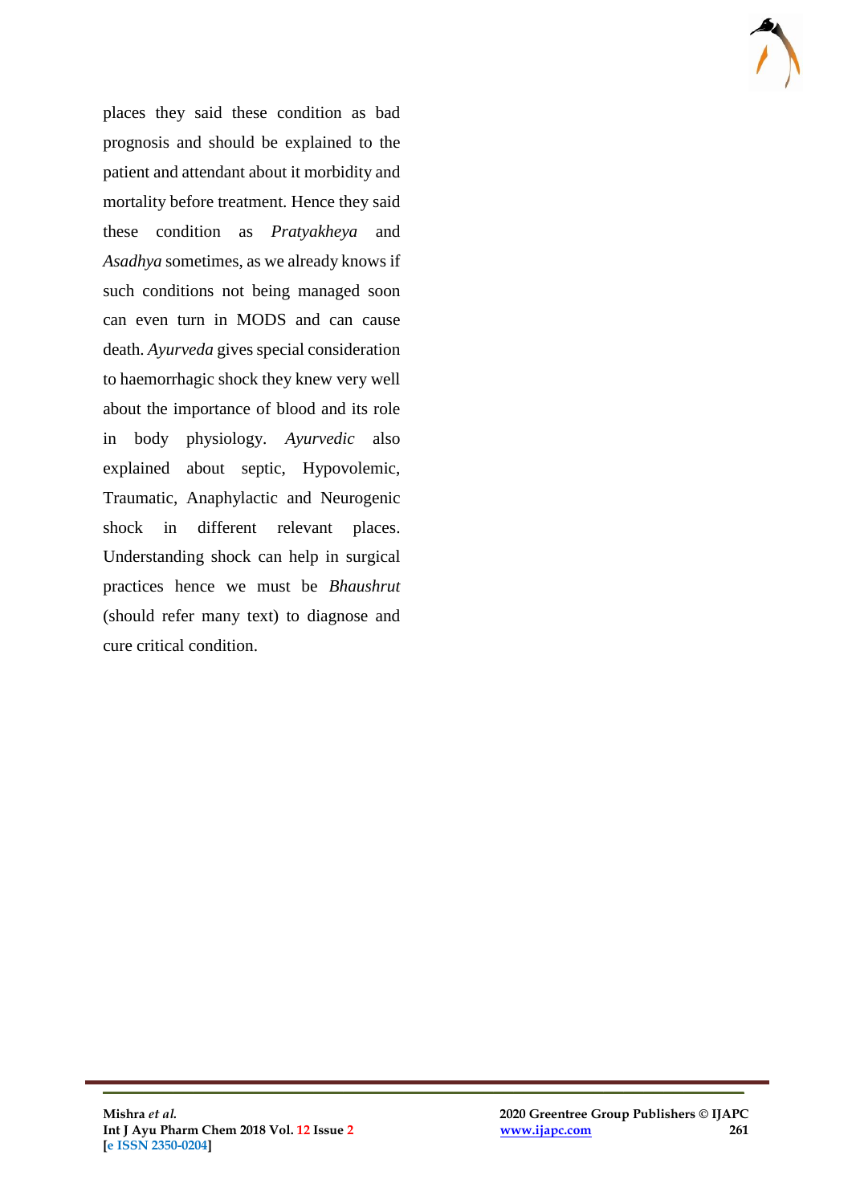places they said these condition as bad prognosis and should be explained to the patient and attendant about it morbidity and mortality before treatment. Hence they said these condition as *Pratyakheya* and *Asadhya* sometimes, as we already knows if such conditions not being managed soon can even turn in MODS and can cause death. *Ayurveda* gives special consideration to haemorrhagic shock they knew very well about the importance of blood and its role in body physiology. *Ayurvedic* also explained about septic, Hypovolemic, Traumatic, Anaphylactic and Neurogenic shock in different relevant places. Understanding shock can help in surgical practices hence we must be *Bhaushrut* (should refer many text) to diagnose and cure critical condition.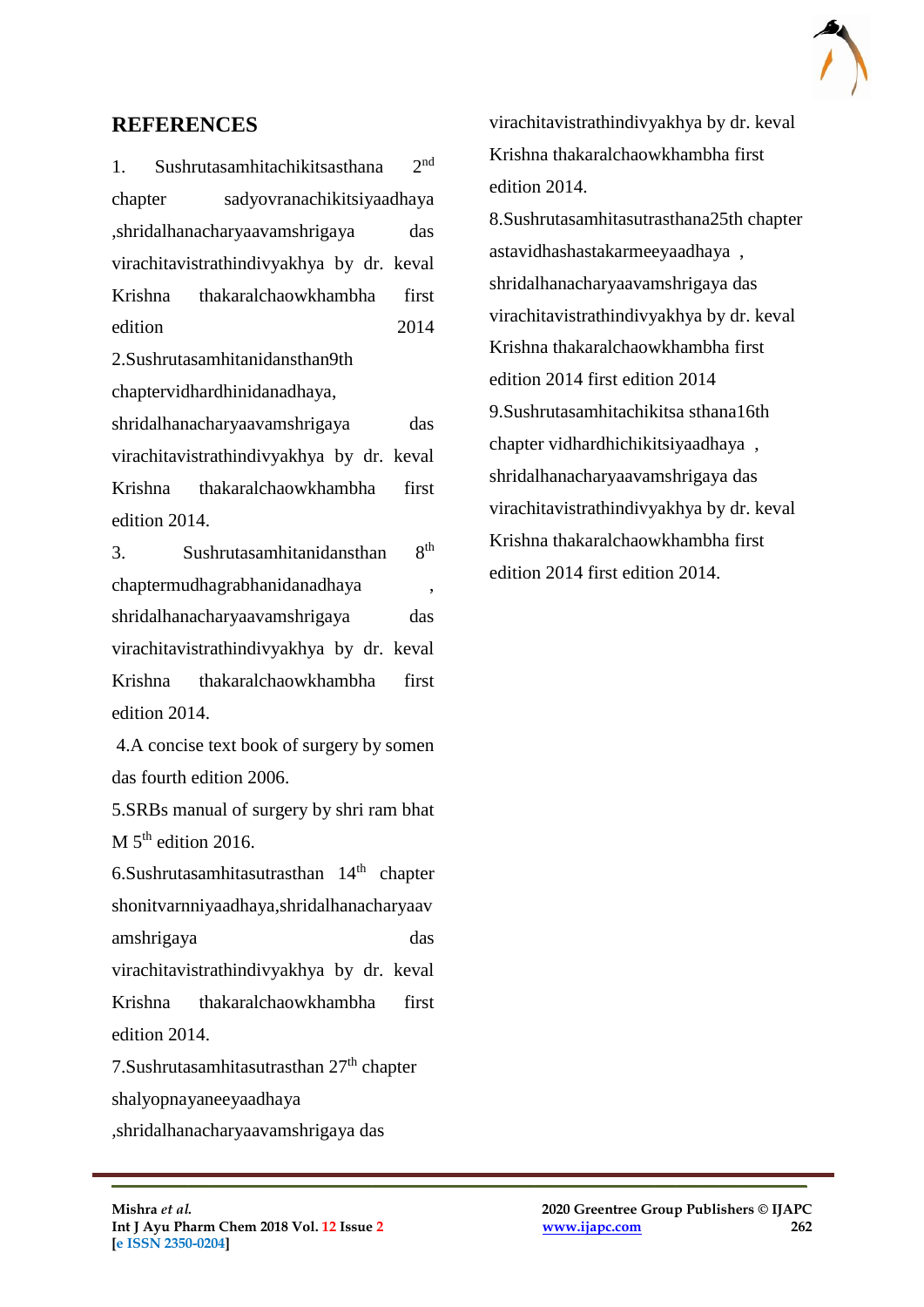## REFERENCES

1. Sushrutasamhitachikitsasthana 2nd chapter sadyovranachikitsiyaadhaya ,shridalhanacharyaavamshrigaya das virachitavistrathindivyakhya by dr. keval Krishna thakaralchaowkhambha first edition 2014
2. Sushrutasamhitanidansthan9th chaptervidhardhinidanadhaya, shridalhanacharyaavamshrigaya das virachitavistrathindivyakhya by dr. keval Krishna thakaralchaowkhambha first edition 2014.
3. Sushrutasamhitanidansthan 8th chaptermudhagrabhanidanadhaya , shridalhanacharyaavamshrigaya das virachitavistrathindivyakhya by dr. keval Krishna thakaralchaowkhambha first edition 2014.
4. A concise text book of surgery by somen das fourth edition 2006.
5. SRBs manual of surgery by shri ram bhat M 5th edition 2016.
6. Sushrutasamhitasutrasthan 14th chapter shonitvarnniyaadhaya,shridalhanacharyaavamshrigaya das virachitavistrathindivyakhya by dr. keval Krishna thakaralchaowkhambha first edition 2014.
7. Sushrutasamhitasutrasthan 27th chapter shalyopnayaneeyaadhaya ,shridalhanacharyaavamshrigaya das virachitavistrathindivyakhya by dr. keval Krishna thakaralchaowkhambha first edition 2014.
8. Sushrutasamhitasutrasthana25th chapter astavidhashastakarmeeyaadhaya , shridalhanacharyaavamshrigaya das virachitavistrathindivyakhya by dr. keval Krishna thakaralchaowkhambha first edition 2014 first edition 2014
9. Sushrutasamhitachikitsa sthana16th chapter vidhardhichikitsiyaadhaya , shridalhanacharyaavamshrigaya das virachitavistrathindivyakhya by dr. keval Krishna thakaralchaowkhambha first edition 2014 first edition 2014.